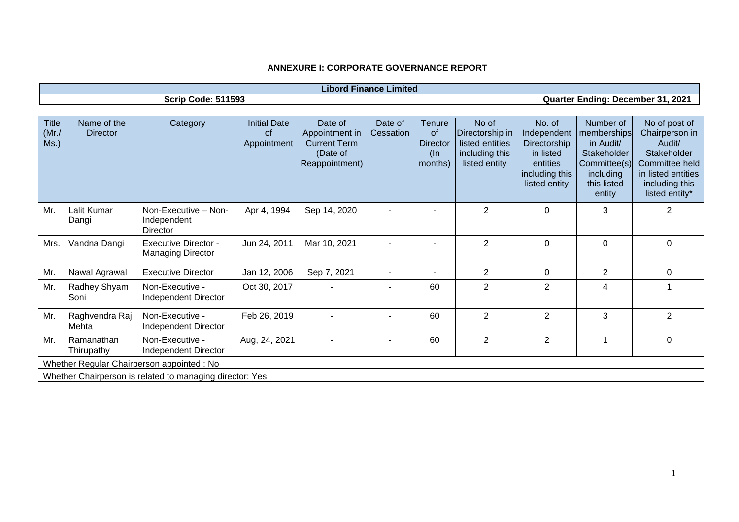## ANNEXURE I: CORPORATE GOVERNANCE REPORT

| Libord Finance Limited | |
|---|---|
| Scrip Code: 511593 | Quarter Ending: December 31, 2021 |

| Title (Mr./ Ms.) | Name of the Director | Category | Initial Date of Appointment | Date of Appointment in Current Term (Date of Reappointment) | Date of Cessation | Tenure of Director (In months) | No of Directorship in listed entities including this listed entity | No. of Independent Directorship in listed entities including this listed entity | Number of memberships in Audit/ Stakeholder Committee(s) including this listed entity | No of post of Chairperson in Audit/ Stakeholder Committee held in listed entities including this listed entity* |
|---|---|---|---|---|---|---|---|---|---|---|
| Mr. | Lalit Kumar Dangi | Non-Executive – Non-Independent Director | Apr 4, 1994 | Sep 14, 2020 | - | - | 2 | 0 | 3 | 2 |
| Mrs. | Vandna Dangi | Executive Director - Managing Director | Jun 24, 2011 | Mar 10, 2021 | - | - | 2 | 0 | 0 | 0 |
| Mr. | Nawal Agrawal | Executive Director | Jan 12, 2006 | Sep 7, 2021 | - | - | 2 | 0 | 2 | 0 |
| Mr. | Radhey Shyam Soni | Non-Executive - Independent Director | Oct 30, 2017 | - | - | 60 | 2 | 2 | 4 | 1 |
| Mr. | Raghvendra Raj Mehta | Non-Executive - Independent Director | Feb 26, 2019 | - | - | 60 | 2 | 2 | 3 | 2 |
| Mr. | Ramanathan Thirupathy | Non-Executive - Independent Director | Aug, 24, 2021 | - | - | 60 | 2 | 2 | 1 | 0 |
| Whether Regular Chairperson appointed : No | | | | | | | | | | |
| Whether Chairperson is related to managing director: Yes | | | | | | | | | | |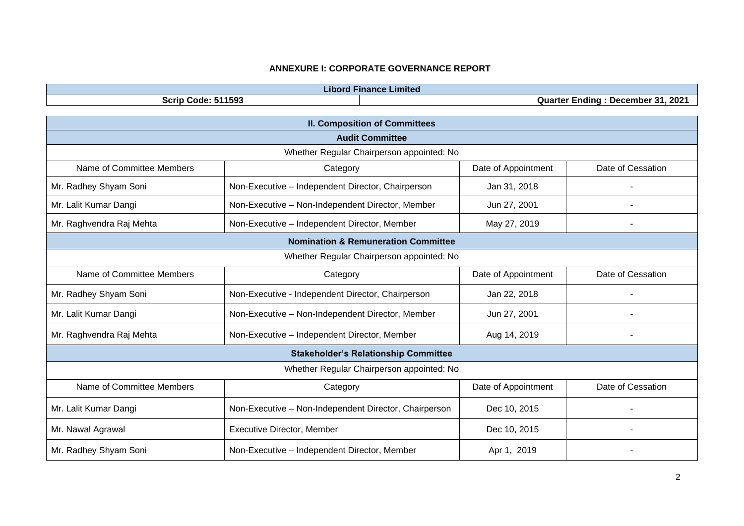**ANNEXURE I: CORPORATE GOVERNANCE REPORT**

| Libord Finance Limited | |
|---|---|
| **Scrip Code: 511593** | **Quarter Ending : December 31, 2021** |

**II. Composition of Committees**

**Audit Committee**

Whether Regular Chairperson appointed: No

| Name of Committee Members | Category | Date of Appointment | Date of Cessation |
|---|---|---|---|
| Mr. Radhey Shyam Soni | Non-Executive – Independent Director, Chairperson | Jan 31, 2018 | - |
| Mr. Lalit Kumar Dangi | Non-Executive – Non-Independent Director, Member | Jun 27, 2001 | - |
| Mr. Raghvendra Raj Mehta | Non-Executive – Independent Director, Member | May 27, 2019 | - |

**Nomination & Remuneration Committee**

Whether Regular Chairperson appointed: No

| Name of Committee Members | Category | Date of Appointment | Date of Cessation |
|---|---|---|---|
| Mr. Radhey Shyam Soni | Non-Executive - Independent Director, Chairperson | Jan 22, 2018 | - |
| Mr. Lalit Kumar Dangi | Non-Executive – Non-Independent Director, Member | Jun 27, 2001 | - |
| Mr. Raghvendra Raj Mehta | Non-Executive – Independent Director, Member | Aug 14, 2019 | - |

**Stakeholder's Relationship Committee**

Whether Regular Chairperson appointed: No

| Name of Committee Members | Category | Date of Appointment | Date of Cessation |
|---|---|---|---|
| Mr. Lalit Kumar Dangi | Non-Executive – Non-Independent Director, Chairperson | Dec 10, 2015 | - |
| Mr. Nawal Agrawal | Executive Director, Member | Dec 10, 2015 | - |
| Mr. Radhey Shyam Soni | Non-Executive – Independent Director, Member | Apr 1, 2019 | - |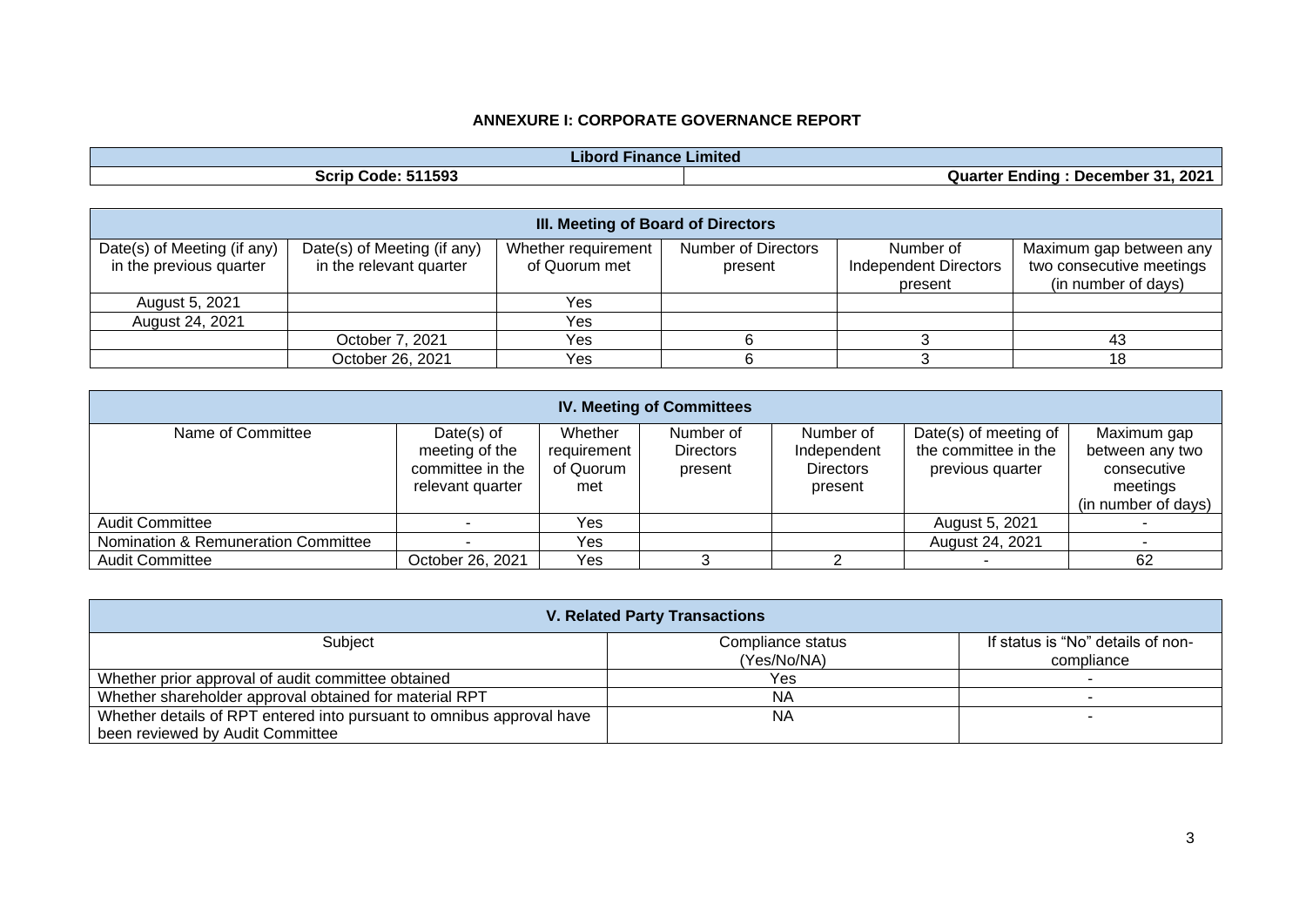**ANNEXURE I: CORPORATE GOVERNANCE REPORT**

| Libord Finance Limited | |
|---|---|
| Scrip Code: 511593 | Quarter Ending : December 31, 2021 |

| III. Meeting of Board of Directors | | | | | |
|---|---|---|---|---|---|
| Date(s) of Meeting (if any) in the previous quarter | Date(s) of Meeting (if any) in the relevant quarter | Whether requirement of Quorum met | Number of Directors present | Number of Independent Directors present | Maximum gap between any two consecutive meetings (in number of days) |
| August 5, 2021 | | Yes | | | |
| August 24, 2021 | | Yes | | | |
| | October 7, 2021 | Yes | 6 | 3 | 43 |
| | October 26, 2021 | Yes | 6 | 3 | 18 |

| IV. Meeting of Committees | | | | | | |
|---|---|---|---|---|---|---|
| Name of Committee | Date(s) of meeting of the committee in the relevant quarter | Whether requirement of Quorum met | Number of Directors present | Number of Independent Directors present | Date(s) of meeting of the committee in the previous quarter | Maximum gap between any two consecutive meetings (in number of days) |
| Audit Committee | - | Yes | | | August 5, 2021 | - |
| Nomination & Remuneration Committee | - | Yes | | | August 24, 2021 | - |
| Audit Committee | October 26, 2021 | Yes | 3 | 2 | - | 62 |

| V. Related Party Transactions | | |
|---|---|---|
| Subject | Compliance status (Yes/No/NA) | If status is "No" details of non-compliance |
| Whether prior approval of audit committee obtained | Yes | - |
| Whether shareholder approval obtained for material RPT | NA | - |
| Whether details of RPT entered into pursuant to omnibus approval have been reviewed by Audit Committee | NA | - |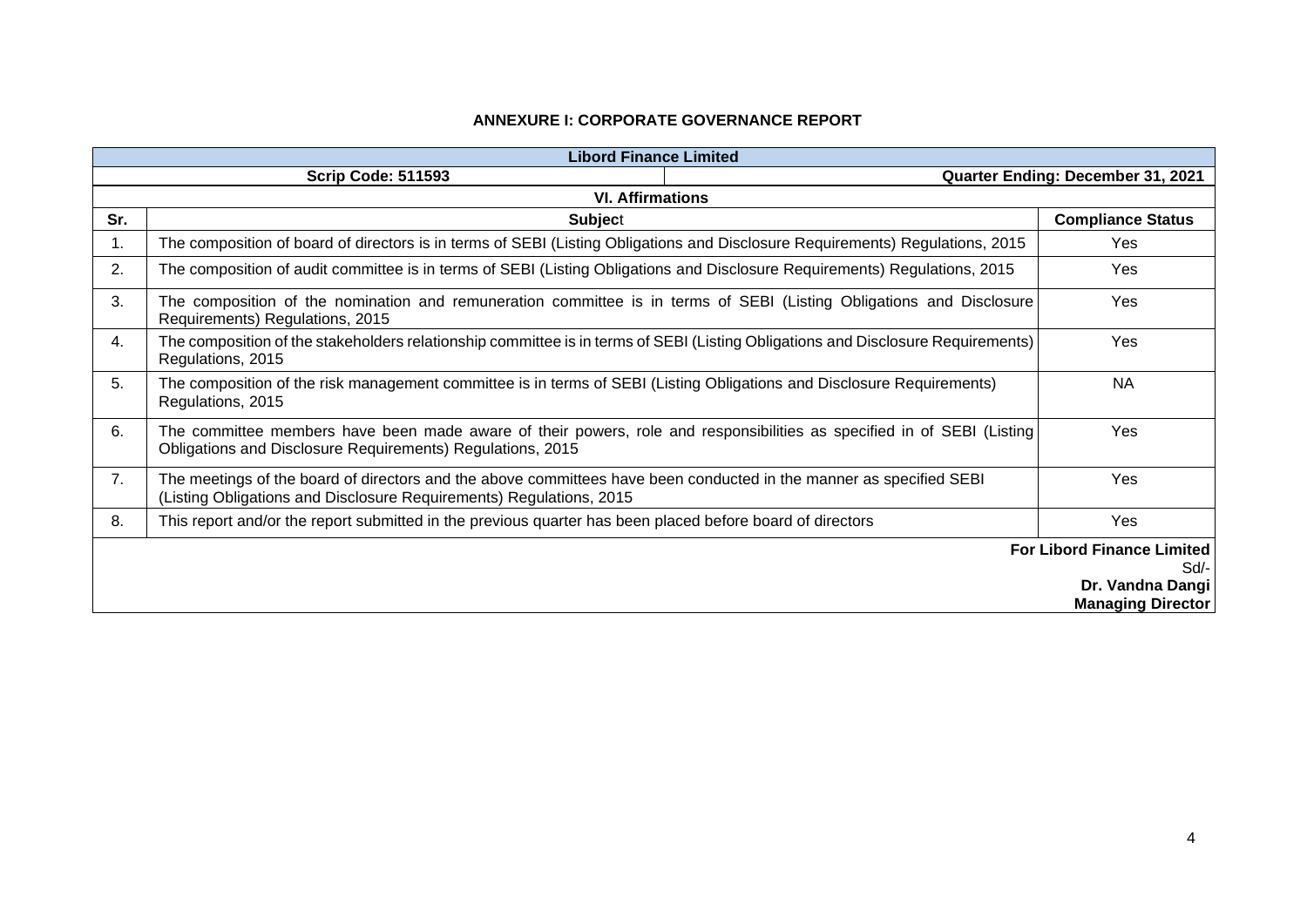**ANNEXURE I: CORPORATE GOVERNANCE REPORT**

| Libord Finance Limited | | |
|---|---|---|
| **Scrip Code: 511593** | | **Quarter Ending: December 31, 2021** |
| **VI. Affirmations** | | |
| **Sr.** | **Subject** | **Compliance Status** |
| 1. | The composition of board of directors is in terms of SEBI (Listing Obligations and Disclosure Requirements) Regulations, 2015 | Yes |
| 2. | The composition of audit committee is in terms of SEBI (Listing Obligations and Disclosure Requirements) Regulations, 2015 | Yes |
| 3. | The composition of the nomination and remuneration committee is in terms of SEBI (Listing Obligations and Disclosure Requirements) Regulations, 2015 | Yes |
| 4. | The composition of the stakeholders relationship committee is in terms of SEBI (Listing Obligations and Disclosure Requirements) Regulations, 2015 | Yes |
| 5. | The composition of the risk management committee is in terms of SEBI (Listing Obligations and Disclosure Requirements) Regulations, 2015 | NA |
| 6. | The committee members have been made aware of their powers, role and responsibilities as specified in of SEBI (Listing Obligations and Disclosure Requirements) Regulations, 2015 | Yes |
| 7. | The meetings of the board of directors and the above committees have been conducted in the manner as specified SEBI (Listing Obligations and Disclosure Requirements) Regulations, 2015 | Yes |
| 8. | This report and/or the report submitted in the previous quarter has been placed before board of directors | Yes |

**For Libord Finance Limited**
Sd/-
**Dr. Vandna Dangi**
**Managing Director**